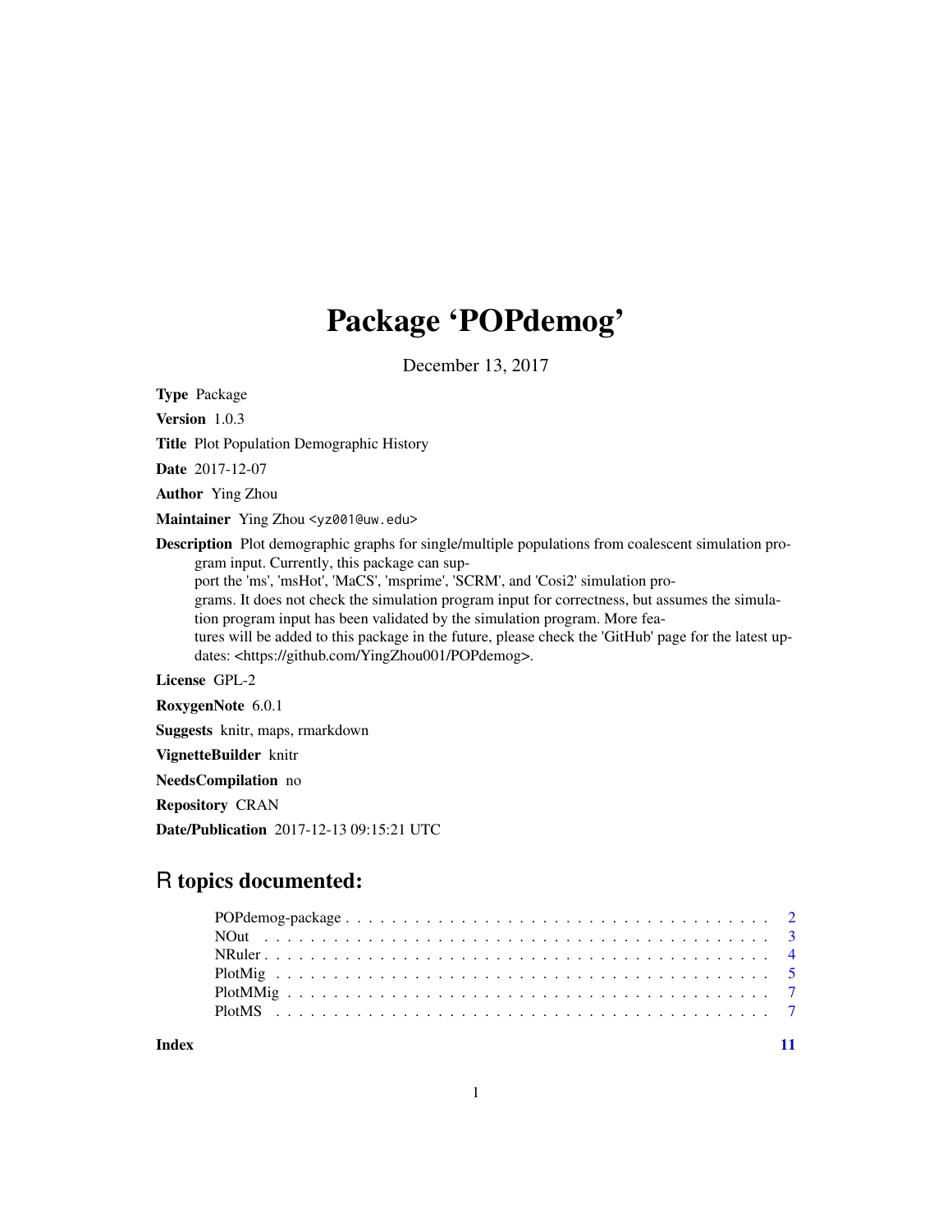# Package 'POPdemog'

December 13, 2017

**Type** Package

**Version** 1.0.3

**Title** Plot Population Demographic History

**Date** 2017-12-07

**Author** Ying Zhou

**Maintainer** Ying Zhou <yz001@uw.edu>

**Description** Plot demographic graphs for single/multiple populations from coalescent simulation program input. Currently, this package can support the 'ms', 'msHot', 'MaCS', 'msprime', 'SCRM', and 'Cosi2' simulation programs. It does not check the simulation program input for correctness, but assumes the simulation program input has been validated by the simulation program. More features will be added to this package in the future, please check the 'GitHub' page for the latest updates: <https://github.com/YingZhou001/POPdemog>.

**License** GPL-2

**RoxygenNote** 6.0.1

**Suggests** knitr, maps, rmarkdown

**VignetteBuilder** knitr

**NeedsCompilation** no

**Repository** CRAN

**Date/Publication** 2017-12-13 09:15:21 UTC

## R topics documented:

| | |
|---|---|
| POPdemog-package | 2 |
| NOut | 3 |
| NRuler | 4 |
| PlotMig | 5 |
| PlotMMig | 7 |
| PlotMS | 7 |
| **Index** | 11 |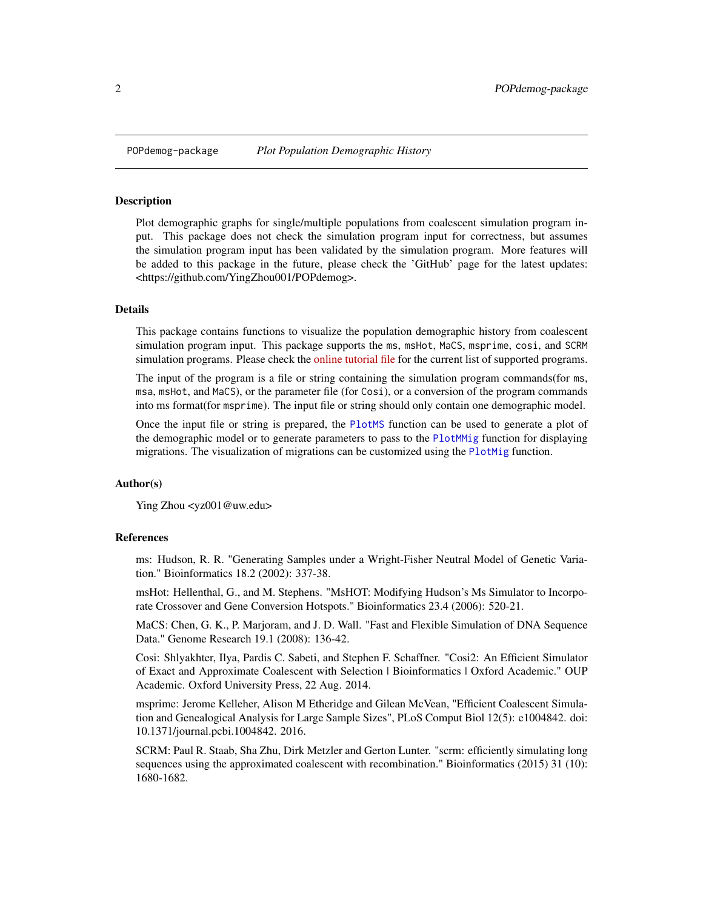POPdemog-package *Plot Population Demographic History*

## Description

Plot demographic graphs for single/multiple populations from coalescent simulation program input. This package does not check the simulation program input for correctness, but assumes the simulation program input has been validated by the simulation program. More features will be added to this package in the future, please check the 'GitHub' page for the latest updates: <https://github.com/YingZhou001/POPdemog>.

## Details

This package contains functions to visualize the population demographic history from coalescent simulation program input. This package supports the `ms`, `msHot`, `MaCS`, `msprime`, `cosi`, and `SCRM` simulation programs. Please check the online tutorial file for the current list of supported programs.

The input of the program is a file or string containing the simulation program commands(for `ms`, `msa`, `msHot`, and `MaCS`), or the parameter file (for `Cosi`), or a conversion of the program commands into ms format(for `msprime`). The input file or string should only contain one demographic model.

Once the input file or string is prepared, the `PlotMS` function can be used to generate a plot of the demographic model or to generate parameters to pass to the `PlotMMig` function for displaying migrations. The visualization of migrations can be customized using the `PlotMig` function.

## Author(s)

Ying Zhou <yz001@uw.edu>

## References

ms: Hudson, R. R. "Generating Samples under a Wright-Fisher Neutral Model of Genetic Variation." Bioinformatics 18.2 (2002): 337-38.

msHot: Hellenthal, G., and M. Stephens. "MsHOT: Modifying Hudson's Ms Simulator to Incorporate Crossover and Gene Conversion Hotspots." Bioinformatics 23.4 (2006): 520-21.

MaCS: Chen, G. K., P. Marjoram, and J. D. Wall. "Fast and Flexible Simulation of DNA Sequence Data." Genome Research 19.1 (2008): 136-42.

Cosi: Shlyakhter, Ilya, Pardis C. Sabeti, and Stephen F. Schaffner. "Cosi2: An Efficient Simulator of Exact and Approximate Coalescent with Selection | Bioinformatics | Oxford Academic." OUP Academic. Oxford University Press, 22 Aug. 2014.

msprime: Jerome Kelleher, Alison M Etheridge and Gilean McVean, "Efficient Coalescent Simulation and Genealogical Analysis for Large Sample Sizes", PLoS Comput Biol 12(5): e1004842. doi: 10.1371/journal.pcbi.1004842. 2016.

SCRM: Paul R. Staab, Sha Zhu, Dirk Metzler and Gerton Lunter. "scrm: efficiently simulating long sequences using the approximated coalescent with recombination." Bioinformatics (2015) 31 (10): 1680-1682.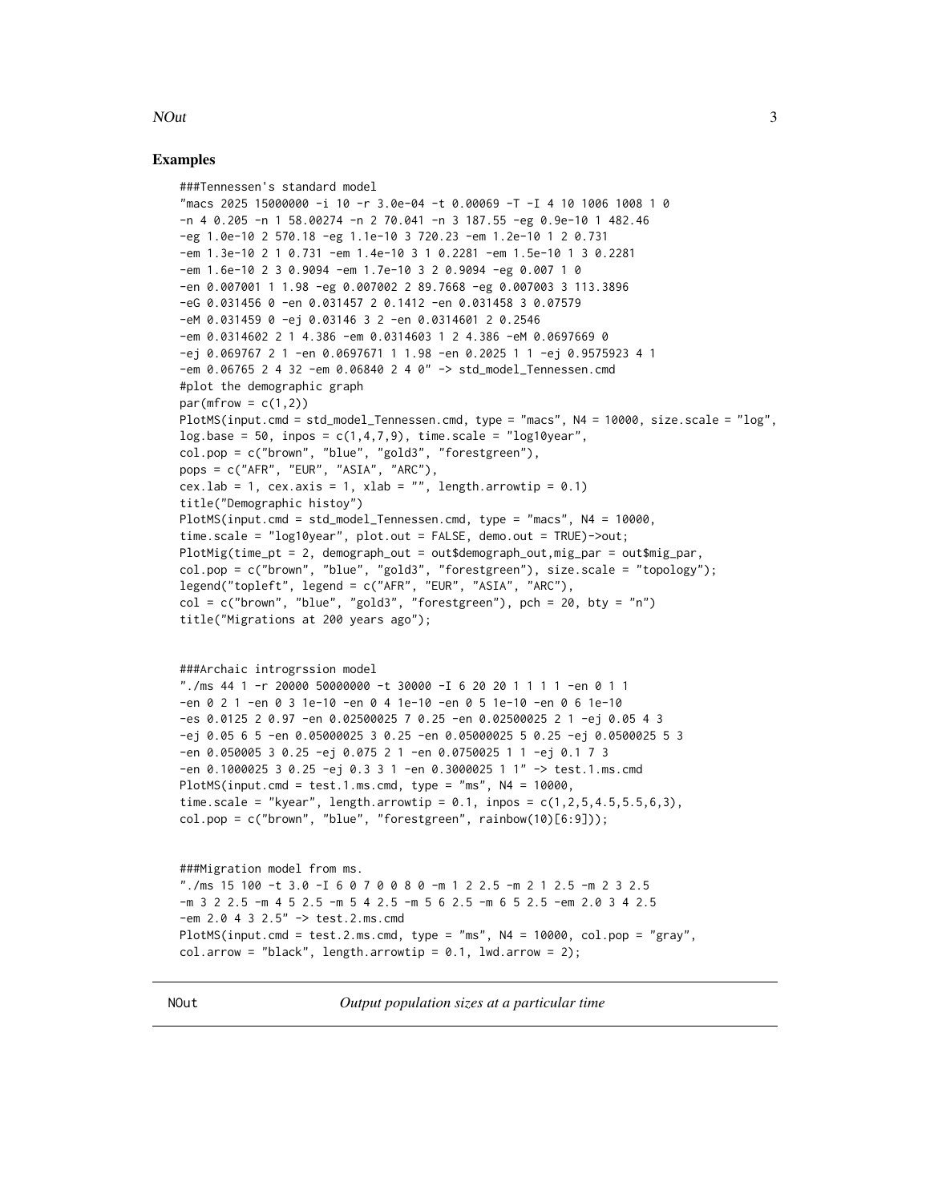## Examples

```
###Tennessen's standard model
"macs 2025 15000000 -i 10 -r 3.0e-04 -t 0.00069 -T -I 4 10 1006 1008 1 0
-n 4 0.205 -n 1 58.00274 -n 2 70.041 -n 3 187.55 -eg 0.9e-10 1 482.46
-eg 1.0e-10 2 570.18 -eg 1.1e-10 3 720.23 -em 1.2e-10 1 2 0.731
-em 1.3e-10 2 1 0.731 -em 1.4e-10 3 1 0.2281 -em 1.5e-10 1 3 0.2281
-em 1.6e-10 2 3 0.9094 -em 1.7e-10 3 2 0.9094 -eg 0.007 1 0
-en 0.007001 1 1.98 -eg 0.007002 2 89.7668 -eg 0.007003 3 113.3896
-eG 0.031456 0 -en 0.031457 2 0.1412 -en 0.031458 3 0.07579
-eM 0.031459 0 -ej 0.03146 3 2 -en 0.0314601 2 0.2546
-em 0.0314602 2 1 4.386 -em 0.0314603 1 2 4.386 -eM 0.0697669 0
-ej 0.069767 2 1 -en 0.0697671 1 1.98 -en 0.2025 1 1 -ej 0.9575923 4 1
-em 0.06765 2 4 32 -em 0.06840 2 4 0" -> std_model_Tennessen.cmd
#plot the demographic graph
par(mfrow = c(1,2))
PlotMS(input.cmd = std_model_Tennessen.cmd, type = "macs", N4 = 10000, size.scale = "log",
log.base = 50, inpos = c(1,4,7,9), time.scale = "log10year",
col.pop = c("brown", "blue", "gold3", "forestgreen"),
pops = c("AFR", "EUR", "ASIA", "ARC"),
cex.lab = 1, cex.axis = 1, xlab = "", length.arrowtip = 0.1)
title("Demographic histoy")
PlotMS(input.cmd = std_model_Tennessen.cmd, type = "macs", N4 = 10000,
time.scale = "log10year", plot.out = FALSE, demo.out = TRUE)->out;
PlotMig(time_pt = 2, demograph_out = out$demograph_out,mig_par = out$mig_par,
col.pop = c("brown", "blue", "gold3", "forestgreen"), size.scale = "topology");
legend("topleft", legend = c("AFR", "EUR", "ASIA", "ARC"),
col = c("brown", "blue", "gold3", "forestgreen"), pch = 20, bty = "n")
title("Migrations at 200 years ago");


###Archaic introgrssion model
"./ms 44 1 -r 20000 50000000 -t 30000 -I 6 20 20 1 1 1 1 -en 0 1 1
-en 0 2 1 -en 0 3 1e-10 -en 0 4 1e-10 -en 0 5 1e-10 -en 0 6 1e-10
-es 0.0125 2 0.97 -en 0.02500025 7 0.25 -en 0.02500025 2 1 -ej 0.05 4 3
-ej 0.05 6 5 -en 0.05000025 3 0.25 -en 0.05000025 5 0.25 -ej 0.0500025 5 3
-en 0.050005 3 0.25 -ej 0.075 2 1 -en 0.0750025 1 1 -ej 0.1 7 3
-en 0.1000025 3 0.25 -ej 0.3 3 1 -en 0.3000025 1 1" -> test.1.ms.cmd
PlotMS(input.cmd = test.1.ms.cmd, type = "ms", N4 = 10000,
time.scale = "kyear", length.arrowtip = 0.1, inpos = c(1,2,5,4.5,5.5,6,3),
col.pop = c("brown", "blue", "forestgreen", rainbow(10)[6:9]));


###Migration model from ms.
"./ms 15 100 -t 3.0 -I 6 0 7 0 0 8 0 -m 1 2 2.5 -m 2 1 2.5 -m 2 3 2.5
-m 3 2 2.5 -m 4 5 2.5 -m 5 4 2.5 -m 5 6 2.5 -m 6 5 2.5 -em 2.0 3 4 2.5
-em 2.0 4 3 2.5" -> test.2.ms.cmd
PlotMS(input.cmd = test.2.ms.cmd, type = "ms", N4 = 10000, col.pop = "gray",
col.arrow = "black", length.arrowtip = 0.1, lwd.arrow = 2);
```

---

NOut *Output population sizes at a particular time*

---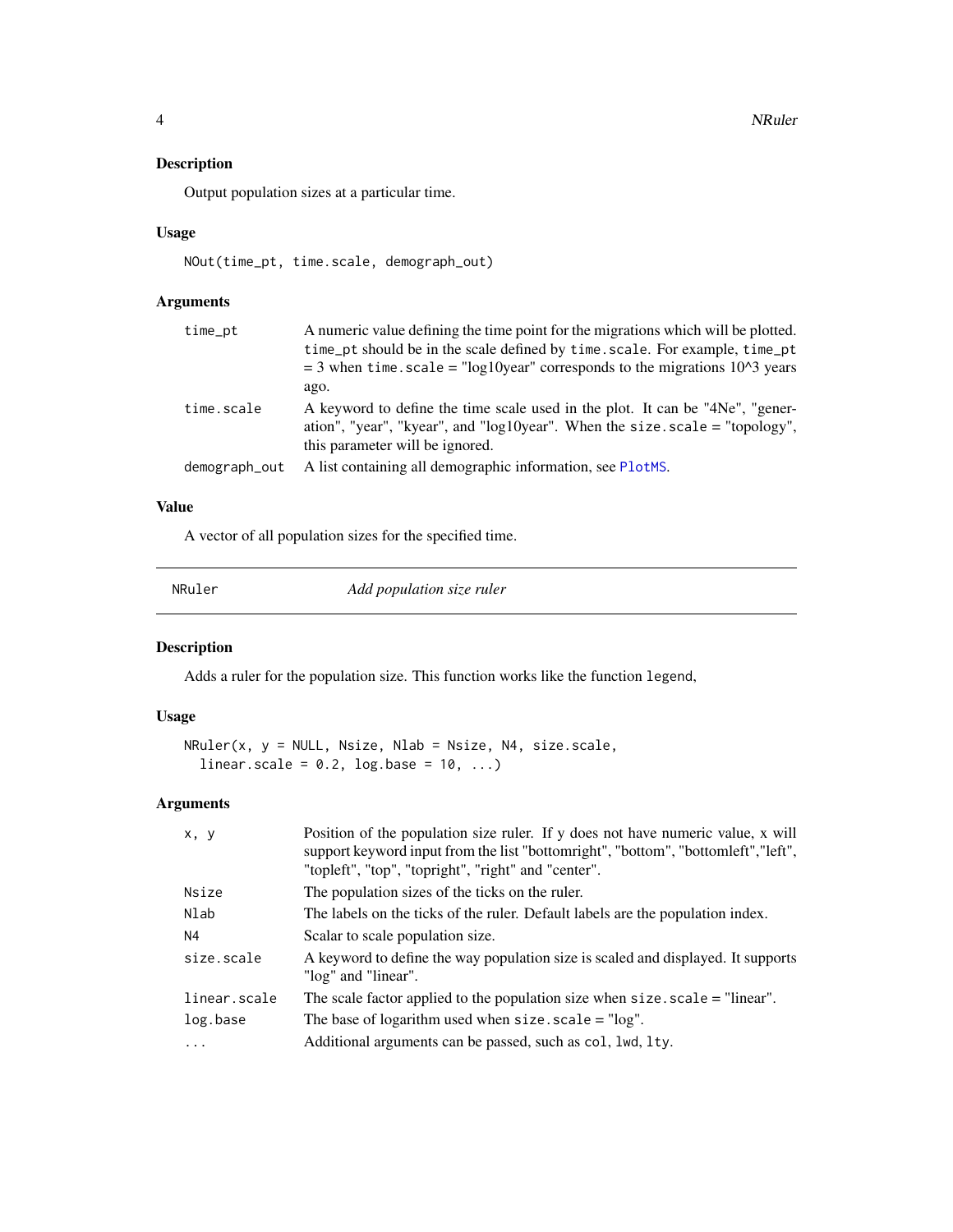### Description

Output population sizes at a particular time.

### Usage

```
NOut(time_pt, time.scale, demograph_out)
```

### Arguments

| | |
|---|---|
| time_pt | A numeric value defining the time point for the migrations which will be plotted. time_pt should be in the scale defined by time.scale. For example, time_pt = 3 when time.scale = "log10year" corresponds to the migrations 10^3 years ago. |
| time.scale | A keyword to define the time scale used in the plot. It can be "4Ne", "generation", "year", "kyear", and "log10year". When the size.scale = "topology", this parameter will be ignored. |
| demograph_out | A list containing all demographic information, see PlotMS. |

### Value

A vector of all population sizes for the specified time.

---

## NRuler *Add population size ruler*

---

### Description

Adds a ruler for the population size. This function works like the function legend,

### Usage

```
NRuler(x, y = NULL, Nsize, Nlab = Nsize, N4, size.scale,
  linear.scale = 0.2, log.base = 10, ...)
```

### Arguments

| | |
|---|---|
| x, y | Position of the population size ruler. If y does not have numeric value, x will support keyword input from the list "bottomright", "bottom", "bottomleft","left", "topleft", "top", "topright", "right" and "center". |
| Nsize | The population sizes of the ticks on the ruler. |
| Nlab | The labels on the ticks of the ruler. Default labels are the population index. |
| N4 | Scalar to scale population size. |
| size.scale | A keyword to define the way population size is scaled and displayed. It supports "log" and "linear". |
| linear.scale | The scale factor applied to the population size when size.scale = "linear". |
| log.base | The base of logarithm used when size.scale = "log". |
| ... | Additional arguments can be passed, such as col, lwd, lty. |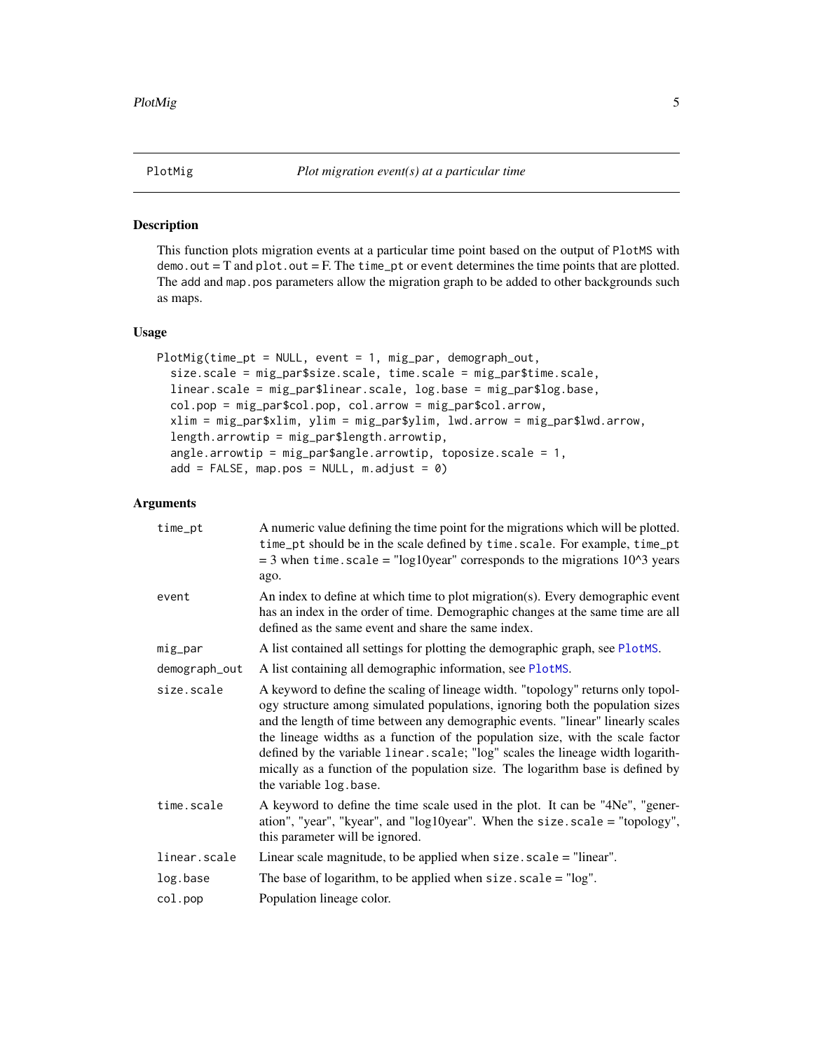## PlotMig — *Plot migration event(s) at a particular time*

### Description

This function plots migration events at a particular time point based on the output of `PlotMS` with `demo.out` = T and `plot.out` = F. The `time_pt` or `event` determines the time points that are plotted. The `add` and `map.pos` parameters allow the migration graph to be added to other backgrounds such as maps.

### Usage

```
PlotMig(time_pt = NULL, event = 1, mig_par, demograph_out,
  size.scale = mig_par$size.scale, time.scale = mig_par$time.scale,
  linear.scale = mig_par$linear.scale, log.base = mig_par$log.base,
  col.pop = mig_par$col.pop, col.arrow = mig_par$col.arrow,
  xlim = mig_par$xlim, ylim = mig_par$ylim, lwd.arrow = mig_par$lwd.arrow,
  length.arrowtip = mig_par$length.arrowtip,
  angle.arrowtip = mig_par$angle.arrowtip, toposize.scale = 1,
  add = FALSE, map.pos = NULL, m.adjust = 0)
```

### Arguments

| Argument | Description |
|---|---|
| `time_pt` | A numeric value defining the time point for the migrations which will be plotted. `time_pt` should be in the scale defined by `time.scale`. For example, `time_pt` = 3 when `time.scale` = "log10year" corresponds to the migrations 10^3 years ago. |
| `event` | An index to define at which time to plot migration(s). Every demographic event has an index in the order of time. Demographic changes at the same time are all defined as the same event and share the same index. |
| `mig_par` | A list contained all settings for plotting the demographic graph, see `PlotMS`. |
| `demograph_out` | A list containing all demographic information, see `PlotMS`. |
| `size.scale` | A keyword to define the scaling of lineage width. "topology" returns only topology structure among simulated populations, ignoring both the population sizes and the length of time between any demographic events. "linear" linearly scales the lineage widths as a function of the population size, with the scale factor defined by the variable `linear.scale`; "log" scales the lineage width logarithmically as a function of the population size. The logarithm base is defined by the variable `log.base`. |
| `time.scale` | A keyword to define the time scale used in the plot. It can be "4Ne", "generation", "year", "kyear", and "log10year". When the `size.scale` = "topology", this parameter will be ignored. |
| `linear.scale` | Linear scale magnitude, to be applied when `size.scale` = "linear". |
| `log.base` | The base of logarithm, to be applied when `size.scale` = "log". |
| `col.pop` | Population lineage color. |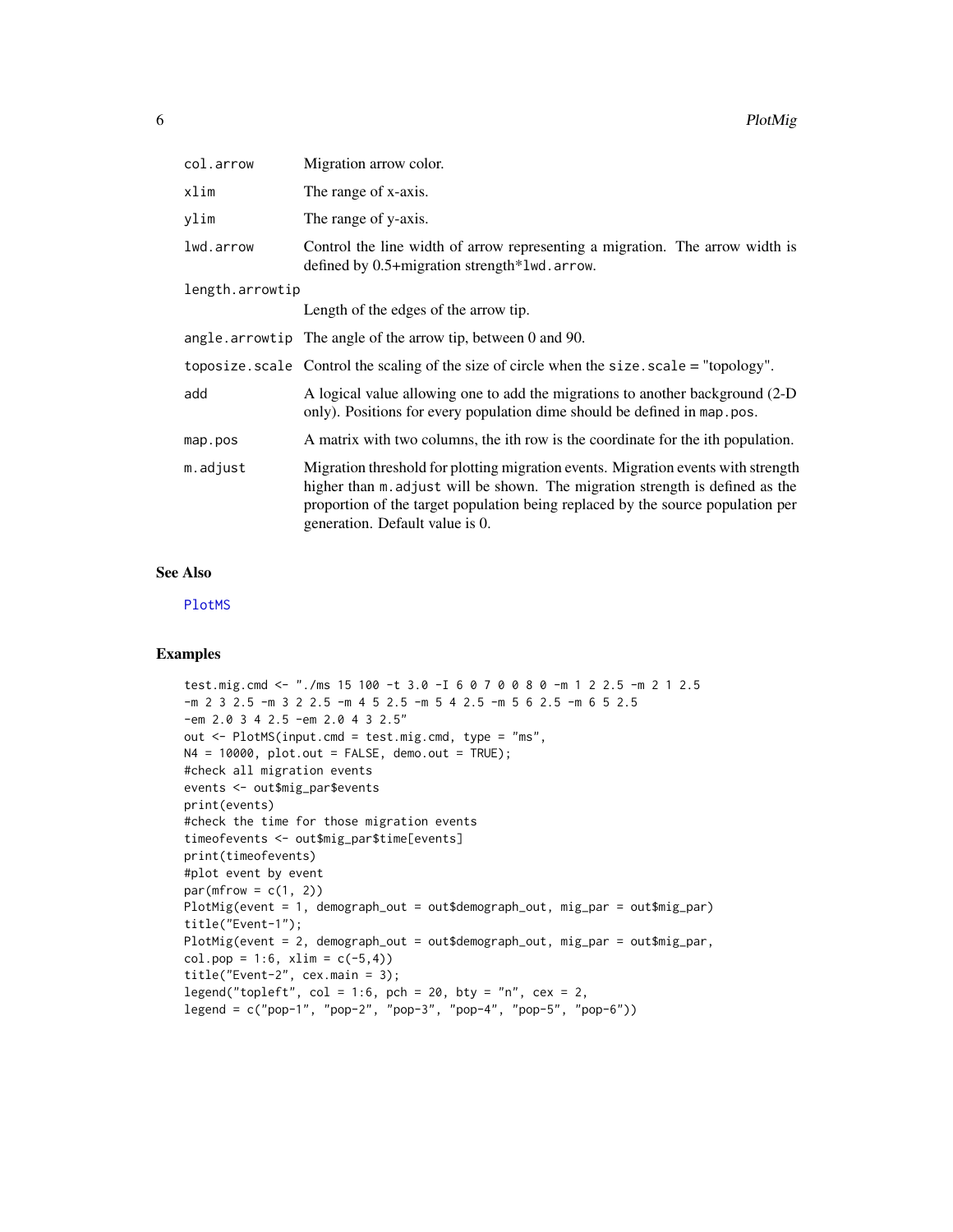| | |
|---|---|
| col.arrow | Migration arrow color. |
| xlim | The range of x-axis. |
| ylim | The range of y-axis. |
| lwd.arrow | Control the line width of arrow representing a migration. The arrow width is defined by 0.5+migration strength*lwd.arrow. |
| length.arrowtip | Length of the edges of the arrow tip. |
| angle.arrowtip | The angle of the arrow tip, between 0 and 90. |
| toposize.scale | Control the scaling of the size of circle when the size.scale = "topology". |
| add | A logical value allowing one to add the migrations to another background (2-D only). Positions for every population dime should be defined in map.pos. |
| map.pos | A matrix with two columns, the ith row is the coordinate for the ith population. |
| m.adjust | Migration threshold for plotting migration events. Migration events with strength higher than m.adjust will be shown. The migration strength is defined as the proportion of the target population being replaced by the source population per generation. Default value is 0. |

## See Also

PlotMS

## Examples

```
test.mig.cmd <- "./ms 15 100 -t 3.0 -I 6 0 7 0 0 8 0 -m 1 2 2.5 -m 2 1 2.5
-m 2 3 2.5 -m 3 2 2.5 -m 4 5 2.5 -m 5 4 2.5 -m 5 6 2.5 -m 6 5 2.5
-em 2.0 3 4 2.5 -em 2.0 4 3 2.5"
out <- PlotMS(input.cmd = test.mig.cmd, type = "ms",
N4 = 10000, plot.out = FALSE, demo.out = TRUE);
#check all migration events
events <- out$mig_par$events
print(events)
#check the time for those migration events
timeofevents <- out$mig_par$time[events]
print(timeofevents)
#plot event by event
par(mfrow = c(1, 2))
PlotMig(event = 1, demograph_out = out$demograph_out, mig_par = out$mig_par)
title("Event-1");
PlotMig(event = 2, demograph_out = out$demograph_out, mig_par = out$mig_par,
col.pop = 1:6, xlim = c(-5,4))
title("Event-2", cex.main = 3);
legend("topleft", col = 1:6, pch = 20, bty = "n", cex = 2,
legend = c("pop-1", "pop-2", "pop-3", "pop-4", "pop-5", "pop-6"))
```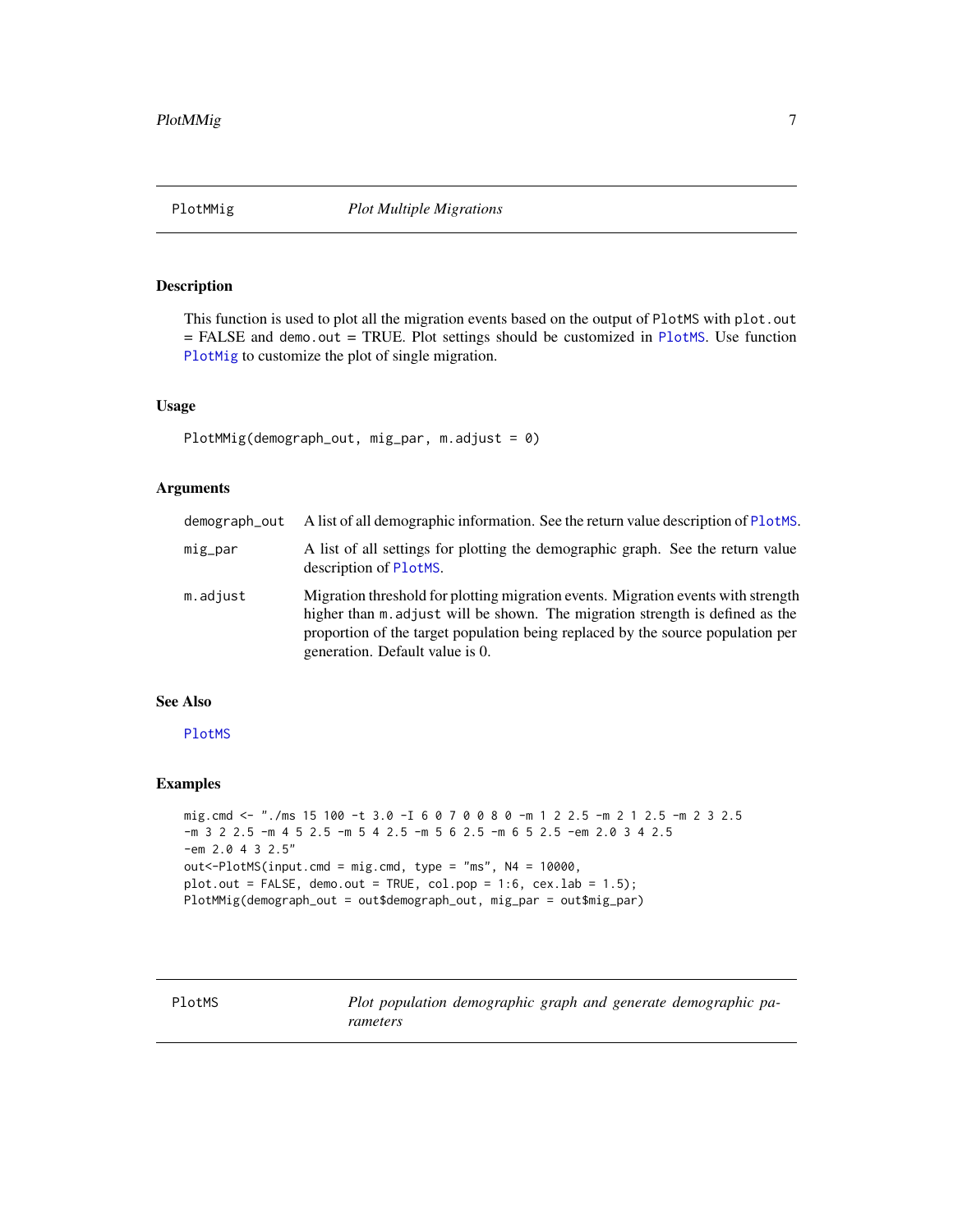## PlotMMig — *Plot Multiple Migrations*

### Description

This function is used to plot all the migration events based on the output of `PlotMS` with `plot.out = FALSE` and `demo.out = TRUE`. Plot settings should be customized in `PlotMS`. Use function `PlotMig` to customize the plot of single migration.

### Usage

```
PlotMMig(demograph_out, mig_par, m.adjust = 0)
```

### Arguments

| | |
|---|---|
| demograph_out | A list of all demographic information. See the return value description of `PlotMS`. |
| mig_par | A list of all settings for plotting the demographic graph. See the return value description of `PlotMS`. |
| m.adjust | Migration threshold for plotting migration events. Migration events with strength higher than `m.adjust` will be shown. The migration strength is defined as the proportion of the target population being replaced by the source population per generation. Default value is 0. |

### See Also

`PlotMS`

### Examples

```
mig.cmd <- "./ms 15 100 -t 3.0 -I 6 0 7 0 0 8 0 -m 1 2 2.5 -m 2 1 2.5 -m 2 3 2.5
-m 3 2 2.5 -m 4 5 2.5 -m 5 4 2.5 -m 5 6 2.5 -m 6 5 2.5 -em 2.0 3 4 2.5
-em 2.0 4 3 2.5"
out<-PlotMS(input.cmd = mig.cmd, type = "ms", N4 = 10000,
plot.out = FALSE, demo.out = TRUE, col.pop = 1:6, cex.lab = 1.5);
PlotMMig(demograph_out = out$demograph_out, mig_par = out$mig_par)
```

## PlotMS — *Plot population demographic graph and generate demographic parameters*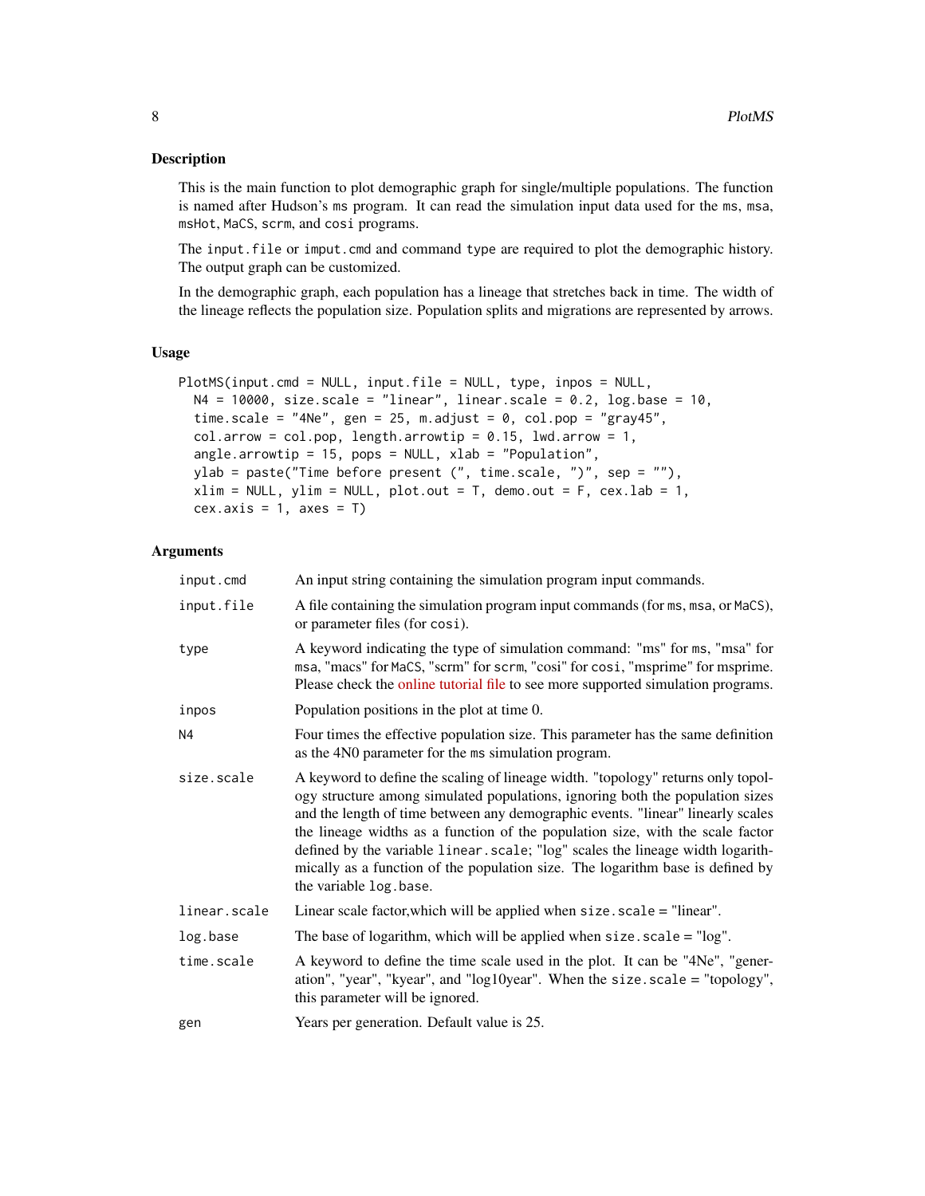## Description

This is the main function to plot demographic graph for single/multiple populations. The function is named after Hudson's `ms` program. It can read the simulation input data used for the `ms`, `msa`, `msHot`, `MaCS`, `scrm`, and `cosi` programs.

The `input.file` or `imput.cmd` and command `type` are required to plot the demographic history. The output graph can be customized.

In the demographic graph, each population has a lineage that stretches back in time. The width of the lineage reflects the population size. Population splits and migrations are represented by arrows.

## Usage

```
PlotMS(input.cmd = NULL, input.file = NULL, type, inpos = NULL,
  N4 = 10000, size.scale = "linear", linear.scale = 0.2, log.base = 10,
  time.scale = "4Ne", gen = 25, m.adjust = 0, col.pop = "gray45",
  col.arrow = col.pop, length.arrowtip = 0.15, lwd.arrow = 1,
  angle.arrowtip = 15, pops = NULL, xlab = "Population",
  ylab = paste("Time before present (", time.scale, ")", sep = ""),
  xlim = NULL, ylim = NULL, plot.out = T, demo.out = F, cex.lab = 1,
  cex.axis = 1, axes = T)
```

## Arguments

| | |
|---|---|
| `input.cmd` | An input string containing the simulation program input commands. |
| `input.file` | A file containing the simulation program input commands (for `ms`, `msa`, or `MaCS`), or parameter files (for `cosi`). |
| `type` | A keyword indicating the type of simulation command: "ms" for `ms`, "msa" for `msa`, "macs" for `MaCS`, "scrm" for `scrm`, "cosi" for `cosi`, "msprime" for msprime. Please check the online tutorial file to see more supported simulation programs. |
| `inpos` | Population positions in the plot at time 0. |
| `N4` | Four times the effective population size. This parameter has the same definition as the 4N0 parameter for the `ms` simulation program. |
| `size.scale` | A keyword to define the scaling of lineage width. "topology" returns only topology structure among simulated populations, ignoring both the population sizes and the length of time between any demographic events. "linear" linearly scales the lineage widths as a function of the population size, with the scale factor defined by the variable `linear.scale`; "log" scales the lineage width logarithmically as a function of the population size. The logarithm base is defined by the variable `log.base`. |
| `linear.scale` | Linear scale factor,which will be applied when `size.scale` = "linear". |
| `log.base` | The base of logarithm, which will be applied when `size.scale` = "log". |
| `time.scale` | A keyword to define the time scale used in the plot. It can be "4Ne", "generation", "year", "kyear", and "log10year". When the `size.scale` = "topology", this parameter will be ignored. |
| `gen` | Years per generation. Default value is 25. |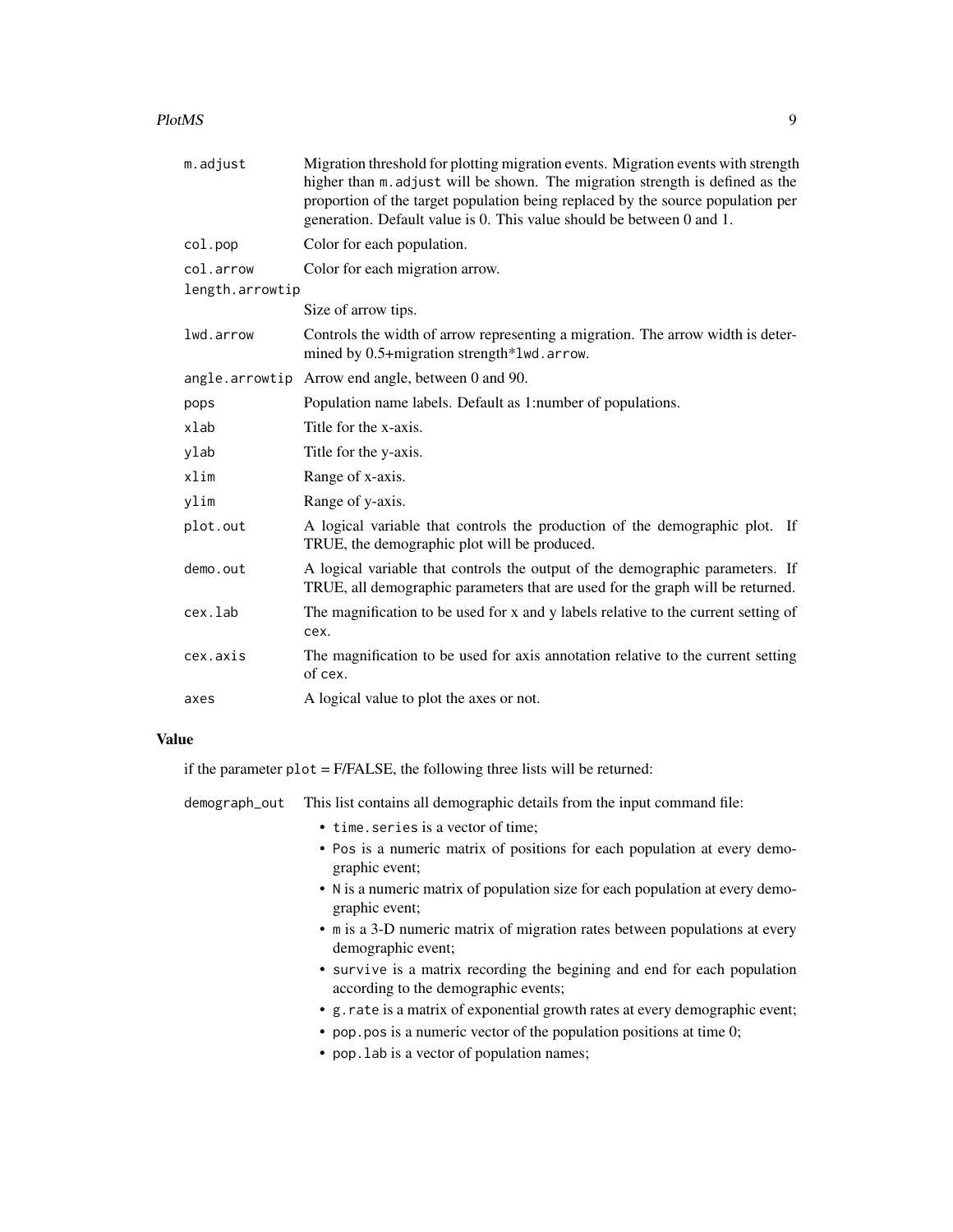| | |
|---|---|
| `m.adjust` | Migration threshold for plotting migration events. Migration events with strength higher than `m.adjust` will be shown. The migration strength is defined as the proportion of the target population being replaced by the source population per generation. Default value is 0. This value should be between 0 and 1. |
| `col.pop` | Color for each population. |
| `col.arrow` | Color for each migration arrow. |
| `length.arrowtip` | Size of arrow tips. |
| `lwd.arrow` | Controls the width of arrow representing a migration. The arrow width is determined by 0.5+migration strength*`lwd.arrow`. |
| `angle.arrowtip` | Arrow end angle, between 0 and 90. |
| `pops` | Population name labels. Default as 1:number of populations. |
| `xlab` | Title for the x-axis. |
| `ylab` | Title for the y-axis. |
| `xlim` | Range of x-axis. |
| `ylim` | Range of y-axis. |
| `plot.out` | A logical variable that controls the production of the demographic plot. If TRUE, the demographic plot will be produced. |
| `demo.out` | A logical variable that controls the output of the demographic parameters. If TRUE, all demographic parameters that are used for the graph will be returned. |
| `cex.lab` | The magnification to be used for x and y labels relative to the current setting of `cex`. |
| `cex.axis` | The magnification to be used for axis annotation relative to the current setting of `cex`. |
| `axes` | A logical value to plot the axes or not. |

## Value

if the parameter `plot` = F/FALSE, the following three lists will be returned:

`demograph_out` This list contains all demographic details from the input command file:

- `time.series` is a vector of time;
- `Pos` is a numeric matrix of positions for each population at every demographic event;
- `N` is a numeric matrix of population size for each population at every demographic event;
- `m` is a 3-D numeric matrix of migration rates between populations at every demographic event;
- `survive` is a matrix recording the begining and end for each population according to the demographic events;
- `g.rate` is a matrix of exponential growth rates at every demographic event;
- `pop.pos` is a numeric vector of the population positions at time 0;
- `pop.lab` is a vector of population names;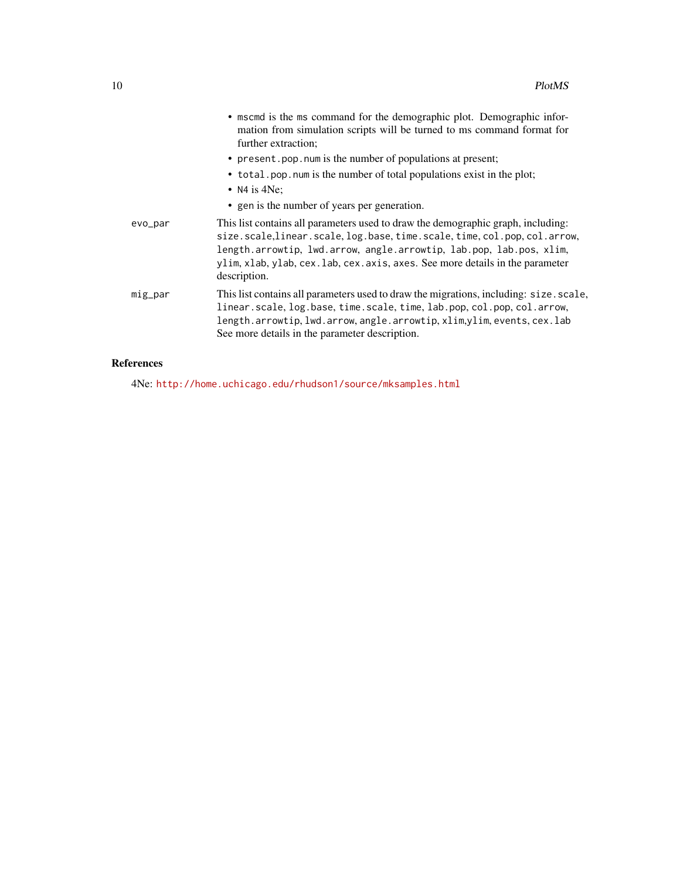- `mscmd` is the `ms` command for the demographic plot. Demographic information from simulation scripts will be turned to ms command format for further extraction;
- `present.pop.num` is the number of populations at present;
- `total.pop.num` is the number of total populations exist in the plot;
- `N4` is 4Ne;
- `gen` is the number of years per generation.

| | |
|---|---|
| `evo_par` | This list contains all parameters used to draw the demographic graph, including: `size.scale`,`linear.scale`, `log.base`, `time.scale`, `time`, `col.pop`, `col.arrow`, `length.arrowtip`, `lwd.arrow`, `angle.arrowtip`, `lab.pop`, `lab.pos`, `xlim`, `ylim`, `xlab`, `ylab`, `cex.lab`, `cex.axis`, `axes`. See more details in the parameter description. |
| `mig_par` | This list contains all parameters used to draw the migrations, including: `size.scale`, `linear.scale`, `log.base`, `time.scale`, `time`, `lab.pop`, `col.pop`, `col.arrow`, `length.arrowtip`, `lwd.arrow`, `angle.arrowtip`, `xlim`,`ylim`, `events`, `cex.lab` See more details in the parameter description. |

## References

4Ne: http://home.uchicago.edu/rhudson1/source/mksamples.html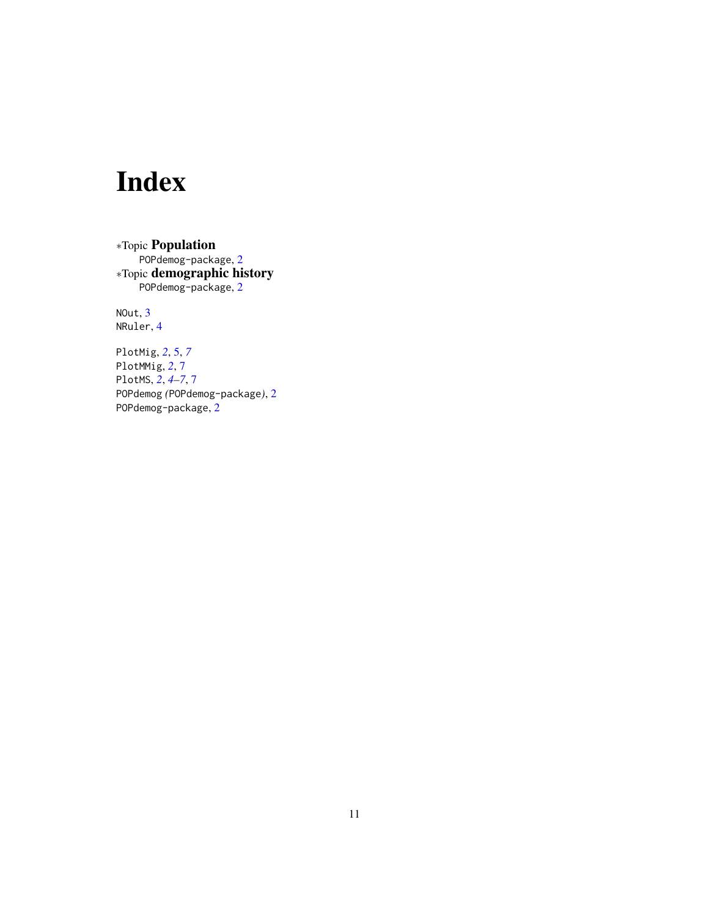# Index

∗Topic **Population**
  POPdemog-package, 2
∗Topic **demographic history**
  POPdemog-package, 2

NOut, 3
NRuler, 4

PlotMig, *2*, 5, *7*
PlotMMig, *2*, 7
PlotMS, *2*, *4–7*, 7
POPdemog *(*POPdemog-package*)*, 2
POPdemog-package, 2